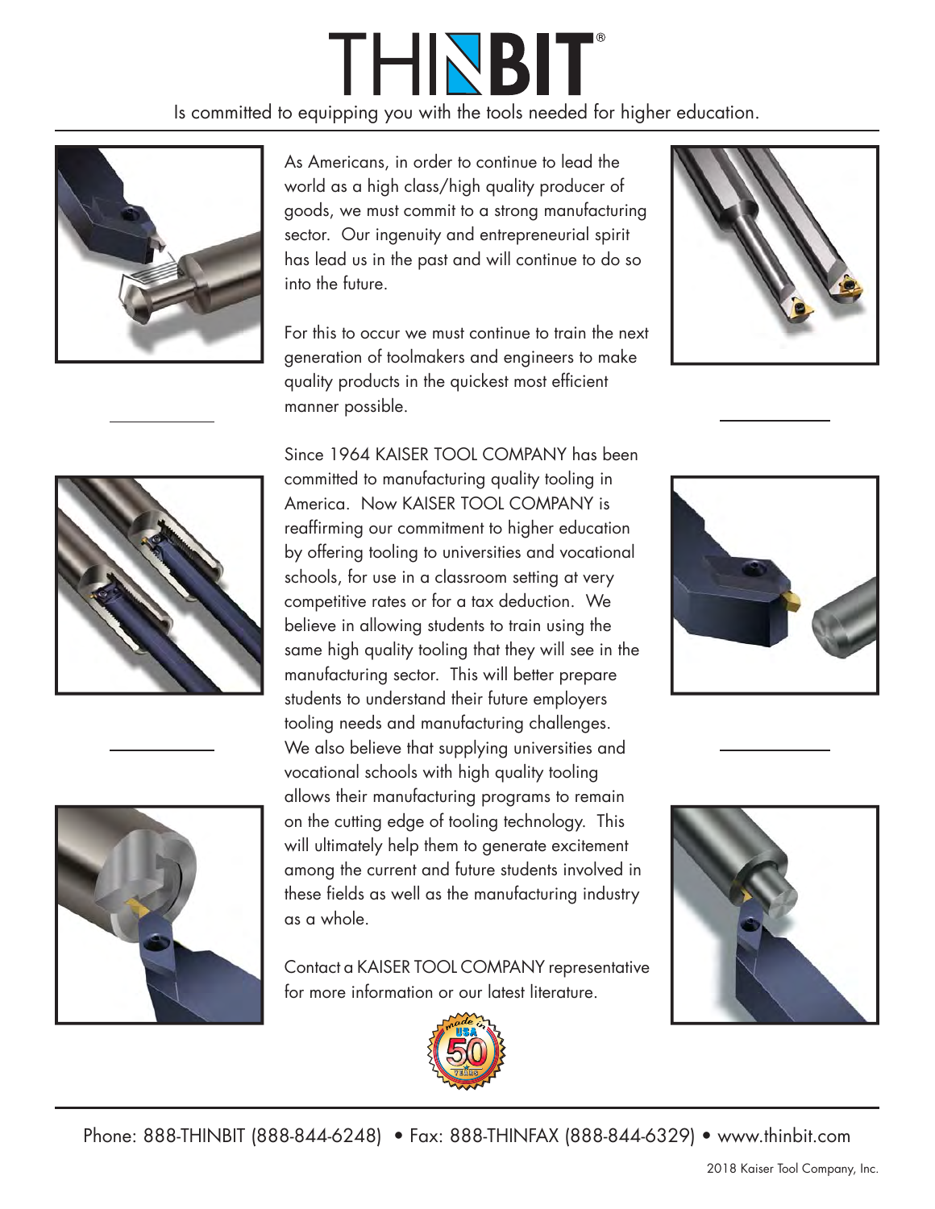# THINBIT®

Is committed to equipping you with the tools needed for higher education.

As Americans, in order to continue to lead the world as a high class/high quality producer of goods, we must commit to a strong manufacturing sector. Our ingenuity and entrepreneurial spirit has lead us in the past and will continue to do so into the future.

For this to occur we must continue to train the next generation of toolmakers and engineers to make quality products in the quickest most efficient manner possible.

Since 1964 KAISER TOOL COMPANY has been committed to manufacturing quality tooling in America. Now KAISER TOOL COMPANY is reaffirming our commitment to higher education by offering tooling to universities and vocational schools, for use in a classroom setting at very competitive rates or for a tax deduction. We believe in allowing students to train using the same high quality tooling that they will see in the manufacturing sector. This will better prepare students to understand their future employers tooling needs and manufacturing challenges. We also believe that supplying universities and vocational schools with high quality tooling allows their manufacturing programs to remain on the cutting edge of tooling technology. This will ultimately help them to generate excitement among the current and future students involved in these fields as well as the manufacturing industry as a whole.

Contact a KAISER TOOL COMPANY representative for more information or our latest literature.

made in USA 50 YEARS

Phone: 888-THINBIT (888-844-6248) • Fax: 888-THINFAX (888-844-6329) • www.thinbit.com

2018 Kaiser Tool Company, Inc.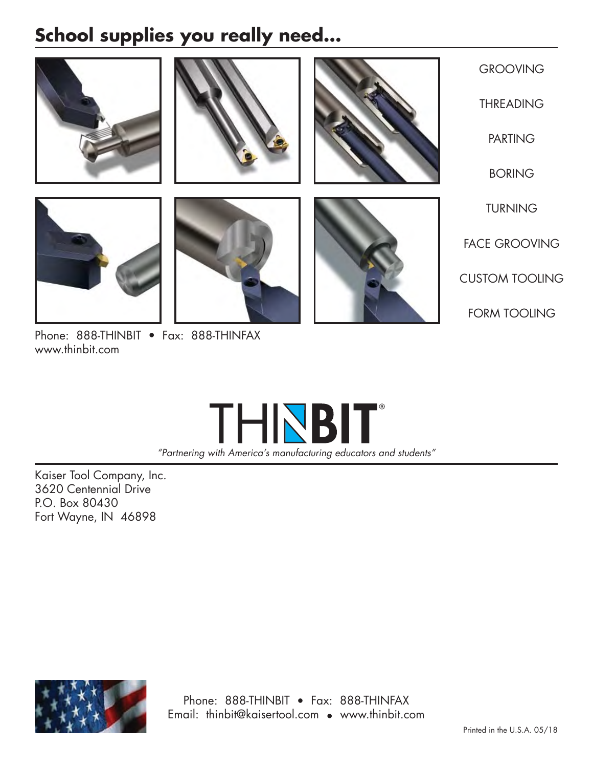# School supplies you really need...

GROOVING

THREADING

PARTING

BORING

TURNING

FACE GROOVING

CUSTOM TOOLING

FORM TOOLING

Phone: 888-THINBIT • Fax: 888-THINFAX
www.thinbit.com

THINBIT®

*"Partnering with America's manufacturing educators and students"*

Kaiser Tool Company, Inc.
3620 Centennial Drive
P.O. Box 80430
Fort Wayne, IN 46898

Phone: 888-THINBIT • Fax: 888-THINFAX
Email: thinbit@kaisertool.com • www.thinbit.com

Printed in the U.S.A. 05/18